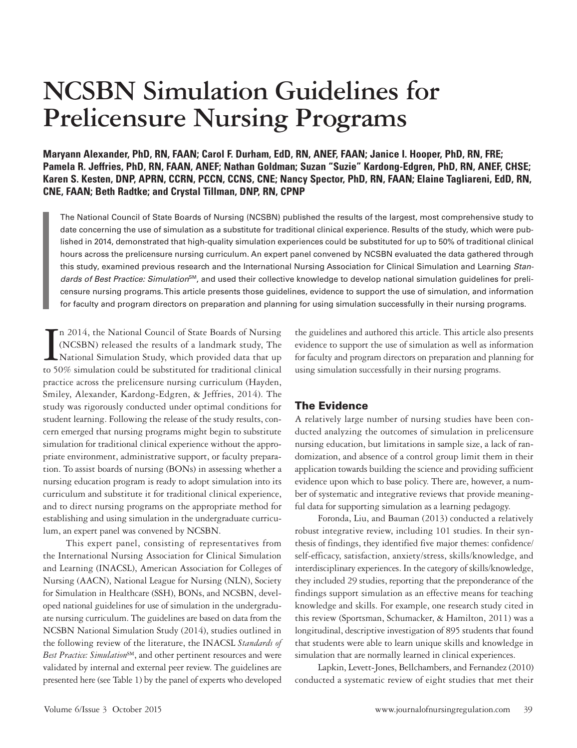# NCSBN Simulation Guidelines for Prelicensure Nursing Programs

**Maryann Alexander, PhD, RN, FAAN; Carol F. Durham, EdD, RN, ANEF, FAAN; Janice I. Hooper, PhD, RN, FRE; Pamela R. Jeffries, PhD, RN, FAAN, ANEF; Nathan Goldman; Suzan "Suzie" Kardong-Edgren, PhD, RN, ANEF, CHSE; Karen S. Kesten, DNP, APRN, CCRN, PCCN, CCNS, CNE; Nancy Spector, PhD, RN, FAAN; Elaine Tagliareni, EdD, RN, CNE, FAAN; Beth Radtke; and Crystal Tillman, DNP, RN, CPNP**

The National Council of State Boards of Nursing (NCSBN) published the results of the largest, most comprehensive study to date concerning the use of simulation as a substitute for traditional clinical experience. Results of the study, which were published in 2014, demonstrated that high-quality simulation experiences could be substituted for up to 50% of traditional clinical hours across the prelicensure nursing curriculum. An expert panel convened by NCSBN evaluated the data gathered through this study, examined previous research and the International Nursing Association for Clinical Simulation and Learning *Standards of Best Practice: Simulation*SM, and used their collective knowledge to develop national simulation guidelines for prelicensure nursing programs. This article presents those guidelines, evidence to support the use of simulation, and information for faculty and program directors on preparation and planning for using simulation successfully in their nursing programs.

In 2014, the National Council of State Boards of Nursing (NCSBN) released the results of a landmark study, The National Simulation Study, which provided data that up to 50% simulation could be substituted for traditional clinical practice across the prelicensure nursing curriculum (Hayden, Smiley, Alexander, Kardong-Edgren, & Jeffries, 2014). The study was rigorously conducted under optimal conditions for student learning. Following the release of the study results, concern emerged that nursing programs might begin to substitute simulation for traditional clinical experience without the appropriate environment, administrative support, or faculty preparation. To assist boards of nursing (BONs) in assessing whether a nursing education program is ready to adopt simulation into its curriculum and substitute it for traditional clinical experience, and to direct nursing programs on the appropriate method for establishing and using simulation in the undergraduate curriculum, an expert panel was convened by NCSBN.

This expert panel, consisting of representatives from the International Nursing Association for Clinical Simulation and Learning (INACSL), American Association for Colleges of Nursing (AACN), National League for Nursing (NLN), Society for Simulation in Healthcare (SSH), BONs, and NCSBN, developed national guidelines for use of simulation in the undergraduate nursing curriculum. The guidelines are based on data from the NCSBN National Simulation Study (2014), studies outlined in the following review of the literature, the INACSL *Standards of Best Practice: Simulation*SM, and other pertinent resources and were validated by internal and external peer review. The guidelines are presented here (see Table 1) by the panel of experts who developed the guidelines and authored this article. This article also presents evidence to support the use of simulation as well as information for faculty and program directors on preparation and planning for using simulation successfully in their nursing programs.

## The Evidence

A relatively large number of nursing studies have been conducted analyzing the outcomes of simulation in prelicensure nursing education, but limitations in sample size, a lack of randomization, and absence of a control group limit them in their application towards building the science and providing sufficient evidence upon which to base policy. There are, however, a number of systematic and integrative reviews that provide meaningful data for supporting simulation as a learning pedagogy.

Foronda, Liu, and Bauman (2013) conducted a relatively robust integrative review, including 101 studies. In their synthesis of findings, they identified five major themes: confidence/self-efficacy, satisfaction, anxiety/stress, skills/knowledge, and interdisciplinary experiences. In the category of skills/knowledge, they included 29 studies, reporting that the preponderance of the findings support simulation as an effective means for teaching knowledge and skills. For example, one research study cited in this review (Sportsman, Schumacker, & Hamilton, 2011) was a longitudinal, descriptive investigation of 895 students that found that students were able to learn unique skills and knowledge in simulation that are normally learned in clinical experiences.

Lapkin, Levett-Jones, Bellchambers, and Fernandez (2010) conducted a systematic review of eight studies that met their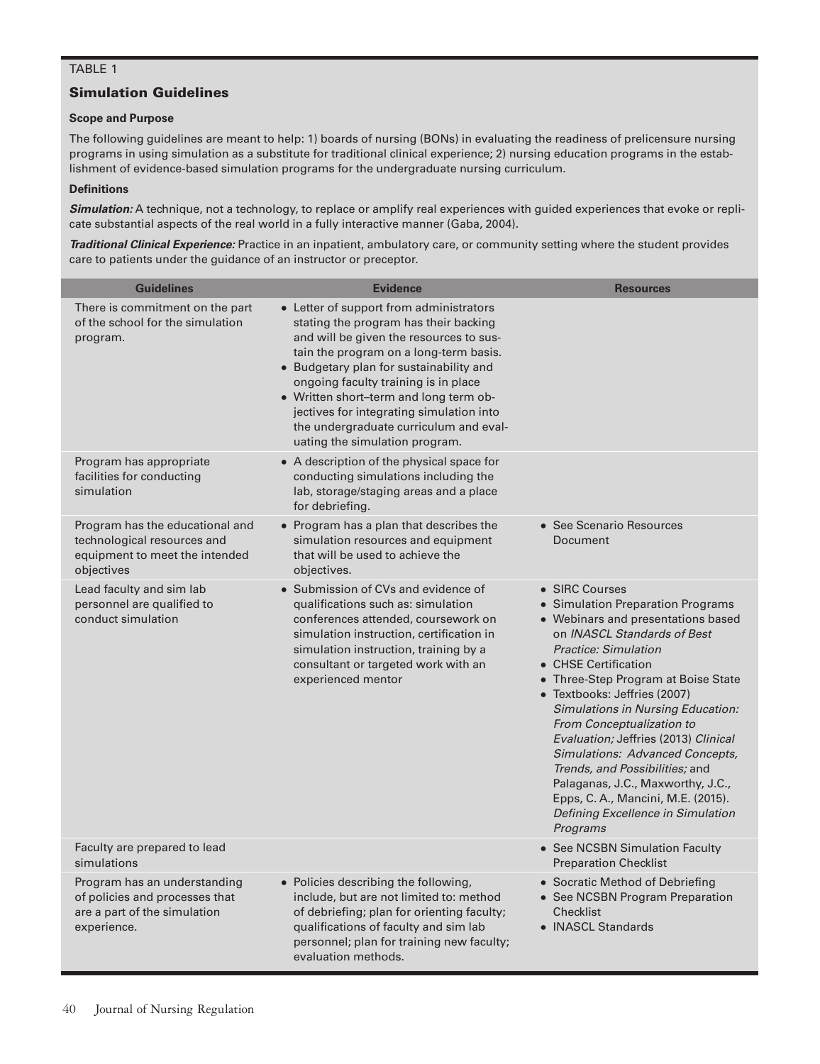TABLE 1

## Simulation Guidelines

**Scope and Purpose**

The following guidelines are meant to help: 1) boards of nursing (BONs) in evaluating the readiness of prelicensure nursing programs in using simulation as a substitute for traditional clinical experience; 2) nursing education programs in the establishment of evidence-based simulation programs for the undergraduate nursing curriculum.

**Definitions**

***Simulation:*** A technique, not a technology, to replace or amplify real experiences with guided experiences that evoke or replicate substantial aspects of the real world in a fully interactive manner (Gaba, 2004).

***Traditional Clinical Experience:*** Practice in an inpatient, ambulatory care, or community setting where the student provides care to patients under the guidance of an instructor or preceptor.

| Guidelines | Evidence | Resources |
|---|---|---|
| There is commitment on the part of the school for the simulation program. | • Letter of support from administrators stating the program has their backing and will be given the resources to sustain the program on a long-term basis.<br>• Budgetary plan for sustainability and ongoing faculty training is in place<br>• Written short–term and long term objectives for integrating simulation into the undergraduate curriculum and evaluating the simulation program. | |
| Program has appropriate facilities for conducting simulation | • A description of the physical space for conducting simulations including the lab, storage/staging areas and a place for debriefing. | |
| Program has the educational and technological resources and equipment to meet the intended objectives | • Program has a plan that describes the simulation resources and equipment that will be used to achieve the objectives. | • See Scenario Resources Document |
| Lead faculty and sim lab personnel are qualified to conduct simulation | • Submission of CVs and evidence of qualifications such as: simulation conferences attended, coursework on simulation instruction, certification in simulation instruction, training by a consultant or targeted work with an experienced mentor | • SIRC Courses<br>• Simulation Preparation Programs<br>• Webinars and presentations based on *INASCL Standards of Best Practice: Simulation*<br>• CHSE Certification<br>• Three-Step Program at Boise State<br>• Textbooks: Jeffries (2007) *Simulations in Nursing Education: From Conceptualization to Evaluation;* Jeffries (2013) *Clinical Simulations: Advanced Concepts, Trends, and Possibilities;* and Palaganas, J.C., Maxworthy, J.C., Epps, C. A., Mancini, M.E. (2015). *Defining Excellence in Simulation Programs* |
| Faculty are prepared to lead simulations | | • See NCSBN Simulation Faculty Preparation Checklist |
| Program has an understanding of policies and processes that are a part of the simulation experience. | • Policies describing the following, include, but are not limited to: method of debriefing; plan for orienting faculty; qualifications of faculty and sim lab personnel; plan for training new faculty; evaluation methods. | • Socratic Method of Debriefing<br>• See NCSBN Program Preparation Checklist<br>• INASCL Standards |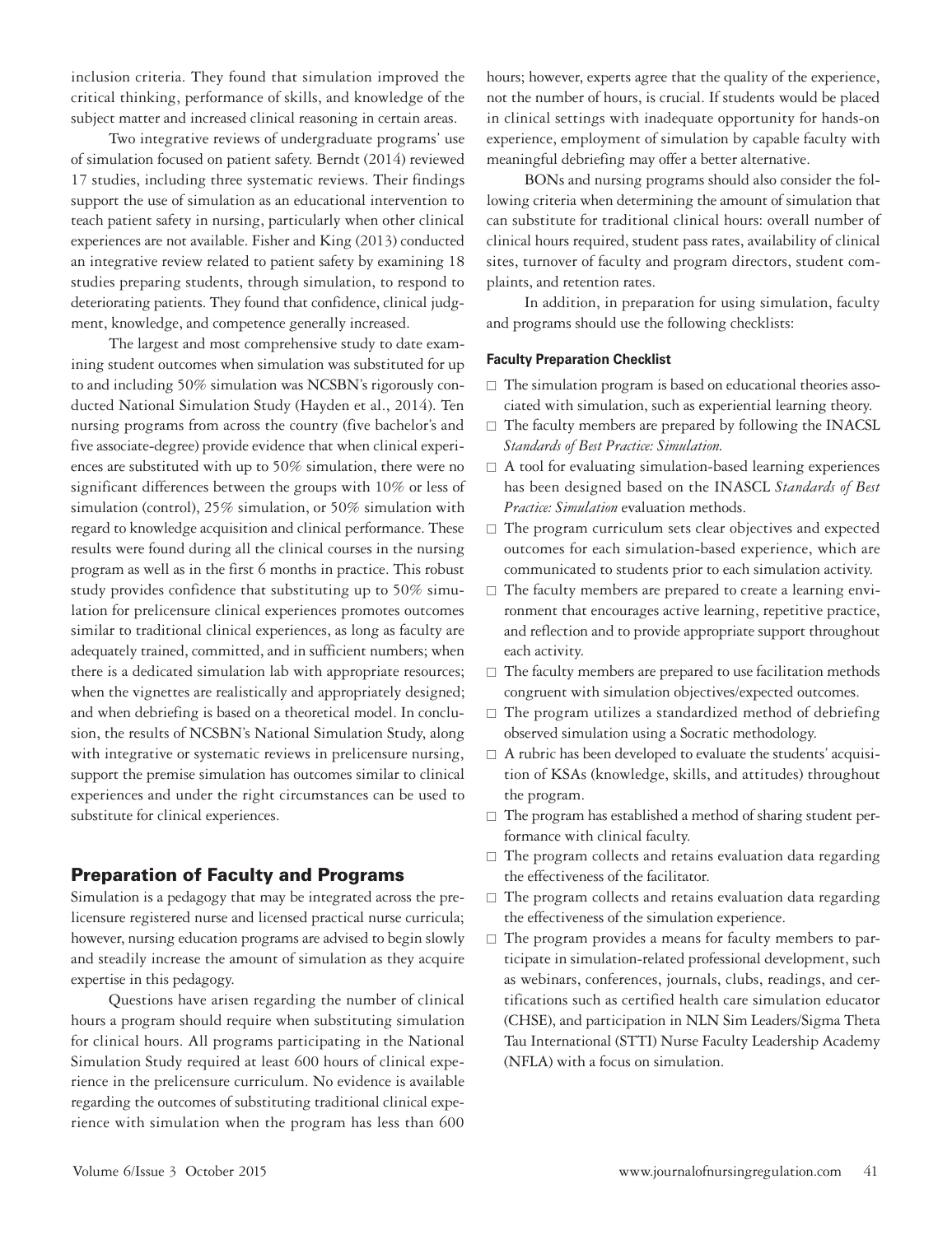inclusion criteria. They found that simulation improved the critical thinking, performance of skills, and knowledge of the subject matter and increased clinical reasoning in certain areas.

Two integrative reviews of undergraduate programs' use of simulation focused on patient safety. Berndt (2014) reviewed 17 studies, including three systematic reviews. Their findings support the use of simulation as an educational intervention to teach patient safety in nursing, particularly when other clinical experiences are not available. Fisher and King (2013) conducted an integrative review related to patient safety by examining 18 studies preparing students, through simulation, to respond to deteriorating patients. They found that confidence, clinical judgment, knowledge, and competence generally increased.

The largest and most comprehensive study to date examining student outcomes when simulation was substituted for up to and including 50% simulation was NCSBN's rigorously conducted National Simulation Study (Hayden et al., 2014). Ten nursing programs from across the country (five bachelor's and five associate-degree) provide evidence that when clinical experiences are substituted with up to 50% simulation, there were no significant differences between the groups with 10% or less of simulation (control), 25% simulation, or 50% simulation with regard to knowledge acquisition and clinical performance. These results were found during all the clinical courses in the nursing program as well as in the first 6 months in practice. This robust study provides confidence that substituting up to 50% simulation for prelicensure clinical experiences promotes outcomes similar to traditional clinical experiences, as long as faculty are adequately trained, committed, and in sufficient numbers; when there is a dedicated simulation lab with appropriate resources; when the vignettes are realistically and appropriately designed; and when debriefing is based on a theoretical model. In conclusion, the results of NCSBN's National Simulation Study, along with integrative or systematic reviews in prelicensure nursing, support the premise simulation has outcomes similar to clinical experiences and under the right circumstances can be used to substitute for clinical experiences.

## Preparation of Faculty and Programs

Simulation is a pedagogy that may be integrated across the prelicensure registered nurse and licensed practical nurse curricula; however, nursing education programs are advised to begin slowly and steadily increase the amount of simulation as they acquire expertise in this pedagogy.

Questions have arisen regarding the number of clinical hours a program should require when substituting simulation for clinical hours. All programs participating in the National Simulation Study required at least 600 hours of clinical experience in the prelicensure curriculum. No evidence is available regarding the outcomes of substituting traditional clinical experience with simulation when the program has less than 600 hours; however, experts agree that the quality of the experience, not the number of hours, is crucial. If students would be placed in clinical settings with inadequate opportunity for hands-on experience, employment of simulation by capable faculty with meaningful debriefing may offer a better alternative.

BONs and nursing programs should also consider the following criteria when determining the amount of simulation that can substitute for traditional clinical hours: overall number of clinical hours required, student pass rates, availability of clinical sites, turnover of faculty and program directors, student complaints, and retention rates.

In addition, in preparation for using simulation, faculty and programs should use the following checklists:

#### Faculty Preparation Checklist

- □ The simulation program is based on educational theories associated with simulation, such as experiential learning theory.
- □ The faculty members are prepared by following the INACSL *Standards of Best Practice: Simulation.*
- □ A tool for evaluating simulation-based learning experiences has been designed based on the INASCL *Standards of Best Practice: Simulation* evaluation methods.
- □ The program curriculum sets clear objectives and expected outcomes for each simulation-based experience, which are communicated to students prior to each simulation activity.
- □ The faculty members are prepared to create a learning environment that encourages active learning, repetitive practice, and reflection and to provide appropriate support throughout each activity.
- □ The faculty members are prepared to use facilitation methods congruent with simulation objectives/expected outcomes.
- □ The program utilizes a standardized method of debriefing observed simulation using a Socratic methodology.
- □ A rubric has been developed to evaluate the students' acquisition of KSAs (knowledge, skills, and attitudes) throughout the program.
- □ The program has established a method of sharing student performance with clinical faculty.
- □ The program collects and retains evaluation data regarding the effectiveness of the facilitator.
- □ The program collects and retains evaluation data regarding the effectiveness of the simulation experience.
- □ The program provides a means for faculty members to participate in simulation-related professional development, such as webinars, conferences, journals, clubs, readings, and certifications such as certified health care simulation educator (CHSE), and participation in NLN Sim Leaders/Sigma Theta Tau International (STTI) Nurse Faculty Leadership Academy (NFLA) with a focus on simulation.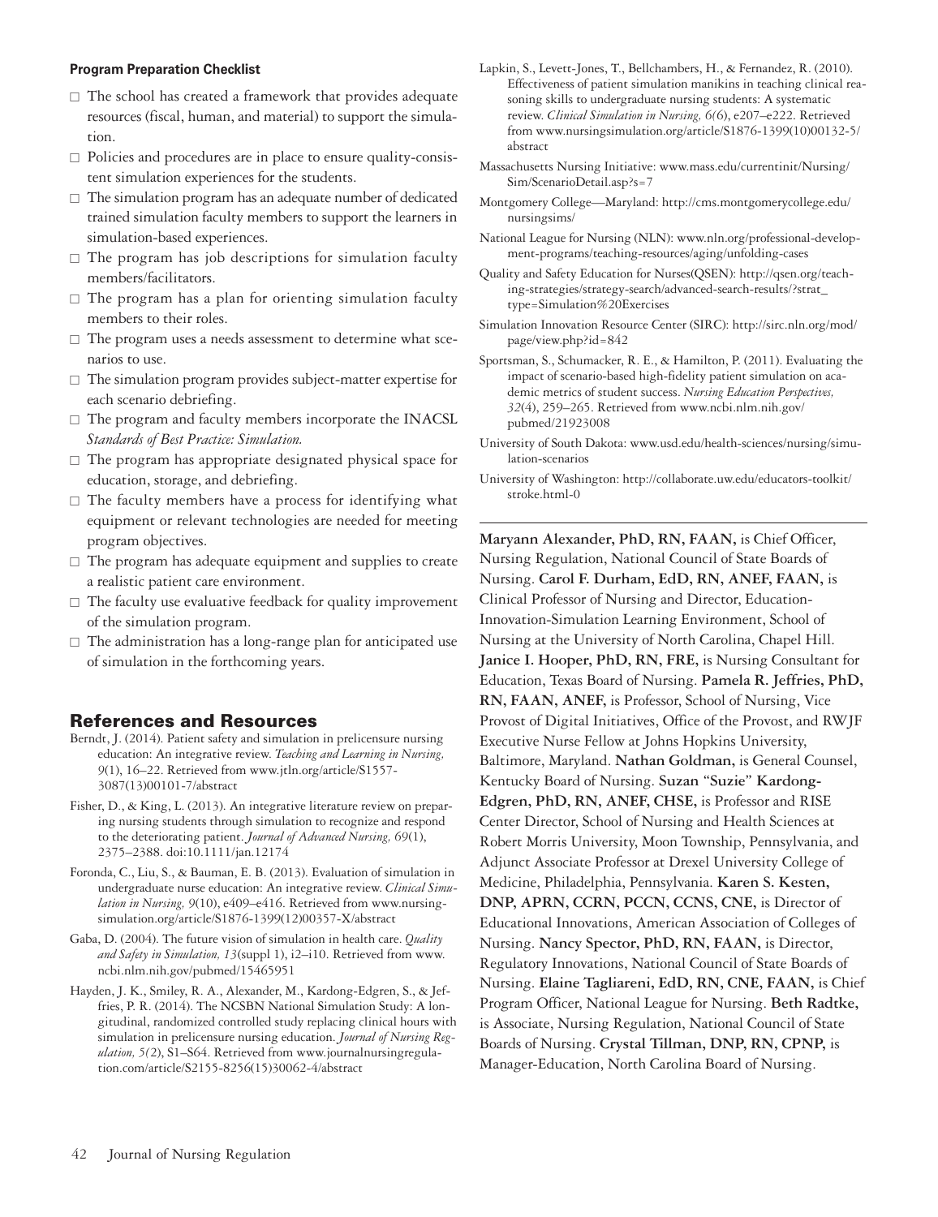**Program Preparation Checklist**

- □ The school has created a framework that provides adequate resources (fiscal, human, and material) to support the simulation.
- □ Policies and procedures are in place to ensure quality-consistent simulation experiences for the students.
- □ The simulation program has an adequate number of dedicated trained simulation faculty members to support the learners in simulation-based experiences.
- □ The program has job descriptions for simulation faculty members/facilitators.
- □ The program has a plan for orienting simulation faculty members to their roles.
- □ The program uses a needs assessment to determine what scenarios to use.
- □ The simulation program provides subject-matter expertise for each scenario debriefing.
- □ The program and faculty members incorporate the INACSL *Standards of Best Practice: Simulation.*
- □ The program has appropriate designated physical space for education, storage, and debriefing.
- □ The faculty members have a process for identifying what equipment or relevant technologies are needed for meeting program objectives.
- □ The program has adequate equipment and supplies to create a realistic patient care environment.
- □ The faculty use evaluative feedback for quality improvement of the simulation program.
- □ The administration has a long-range plan for anticipated use of simulation in the forthcoming years.

## References and Resources

Berndt, J. (2014). Patient safety and simulation in prelicensure nursing education: An integrative review. *Teaching and Learning in Nursing, 9*(1), 16–22. Retrieved from www.jtln.org/article/S1557-3087(13)00101-7/abstract

Fisher, D., & King, L. (2013). An integrative literature review on preparing nursing students through simulation to recognize and respond to the deteriorating patient. *Journal of Advanced Nursing, 69*(1), 2375–2388. doi:10.1111/jan.12174

Foronda, C., Liu, S., & Bauman, E. B. (2013). Evaluation of simulation in undergraduate nurse education: An integrative review. *Clinical Simulation in Nursing, 9*(10), e409–e416. Retrieved from www.nursingsimulation.org/article/S1876-1399(12)00357-X/abstract

Gaba, D. (2004). The future vision of simulation in health care. *Quality and Safety in Simulation, 13*(suppl 1), i2–i10. Retrieved from www.ncbi.nlm.nih.gov/pubmed/15465951

Hayden, J. K., Smiley, R. A., Alexander, M., Kardong-Edgren, S., & Jeffries, P. R. (2014). The NCSBN National Simulation Study: A longitudinal, randomized controlled study replacing clinical hours with simulation in prelicensure nursing education. *Journal of Nursing Regulation, 5(2*), S1–S64. Retrieved from www.journalnursingregulation.com/article/S2155-8256(15)30062-4/abstract

Lapkin, S., Levett-Jones, T., Bellchambers, H., & Fernandez, R. (2010). Effectiveness of patient simulation manikins in teaching clinical reasoning skills to undergraduate nursing students: A systematic review. *Clinical Simulation in Nursing, 6(6*), e207–e222. Retrieved from www.nursingsimulation.org/article/S1876-1399(10)00132-5/abstract

Massachusetts Nursing Initiative: www.mass.edu/currentinit/Nursing/Sim/ScenarioDetail.asp?s=7

Montgomery College—Maryland: http://cms.montgomerycollege.edu/nursingsims/

National League for Nursing (NLN): www.nln.org/professional-development-programs/teaching-resources/aging/unfolding-cases

Quality and Safety Education for Nurses(QSEN): http://qsen.org/teaching-strategies/strategy-search/advanced-search-results/?strat_type=Simulation%20Exercises

Simulation Innovation Resource Center (SIRC): http://sirc.nln.org/mod/page/view.php?id=842

Sportsman, S., Schumacker, R. E., & Hamilton, P. (2011). Evaluating the impact of scenario-based high-fidelity patient simulation on academic metrics of student success. *Nursing Education Perspectives, 32*(4), 259–265. Retrieved from www.ncbi.nlm.nih.gov/pubmed/21923008

University of South Dakota: www.usd.edu/health-sciences/nursing/simulation-scenarios

University of Washington: http://collaborate.uw.edu/educators-toolkit/stroke.html-0

---

**Maryann Alexander, PhD, RN, FAAN,** is Chief Officer, Nursing Regulation, National Council of State Boards of Nursing. **Carol F. Durham, EdD, RN, ANEF, FAAN,** is Clinical Professor of Nursing and Director, Education-Innovation-Simulation Learning Environment, School of Nursing at the University of North Carolina, Chapel Hill. **Janice I. Hooper, PhD, RN, FRE,** is Nursing Consultant for Education, Texas Board of Nursing. **Pamela R. Jeffries, PhD, RN, FAAN, ANEF,** is Professor, School of Nursing, Vice Provost of Digital Initiatives, Office of the Provost, and RWJF Executive Nurse Fellow at Johns Hopkins University, Baltimore, Maryland. **Nathan Goldman,** is General Counsel, Kentucky Board of Nursing. **Suzan "Suzie" Kardong-Edgren, PhD, RN, ANEF, CHSE,** is Professor and RISE Center Director, School of Nursing and Health Sciences at Robert Morris University, Moon Township, Pennsylvania, and Adjunct Associate Professor at Drexel University College of Medicine, Philadelphia, Pennsylvania. **Karen S. Kesten, DNP, APRN, CCRN, PCCN, CCNS, CNE,** is Director of Educational Innovations, American Association of Colleges of Nursing. **Nancy Spector, PhD, RN, FAAN,** is Director, Regulatory Innovations, National Council of State Boards of Nursing. **Elaine Tagliareni, EdD, RN, CNE, FAAN,** is Chief Program Officer, National League for Nursing. **Beth Radtke,** is Associate, Nursing Regulation, National Council of State Boards of Nursing. **Crystal Tillman, DNP, RN, CPNP,** is Manager-Education, North Carolina Board of Nursing.